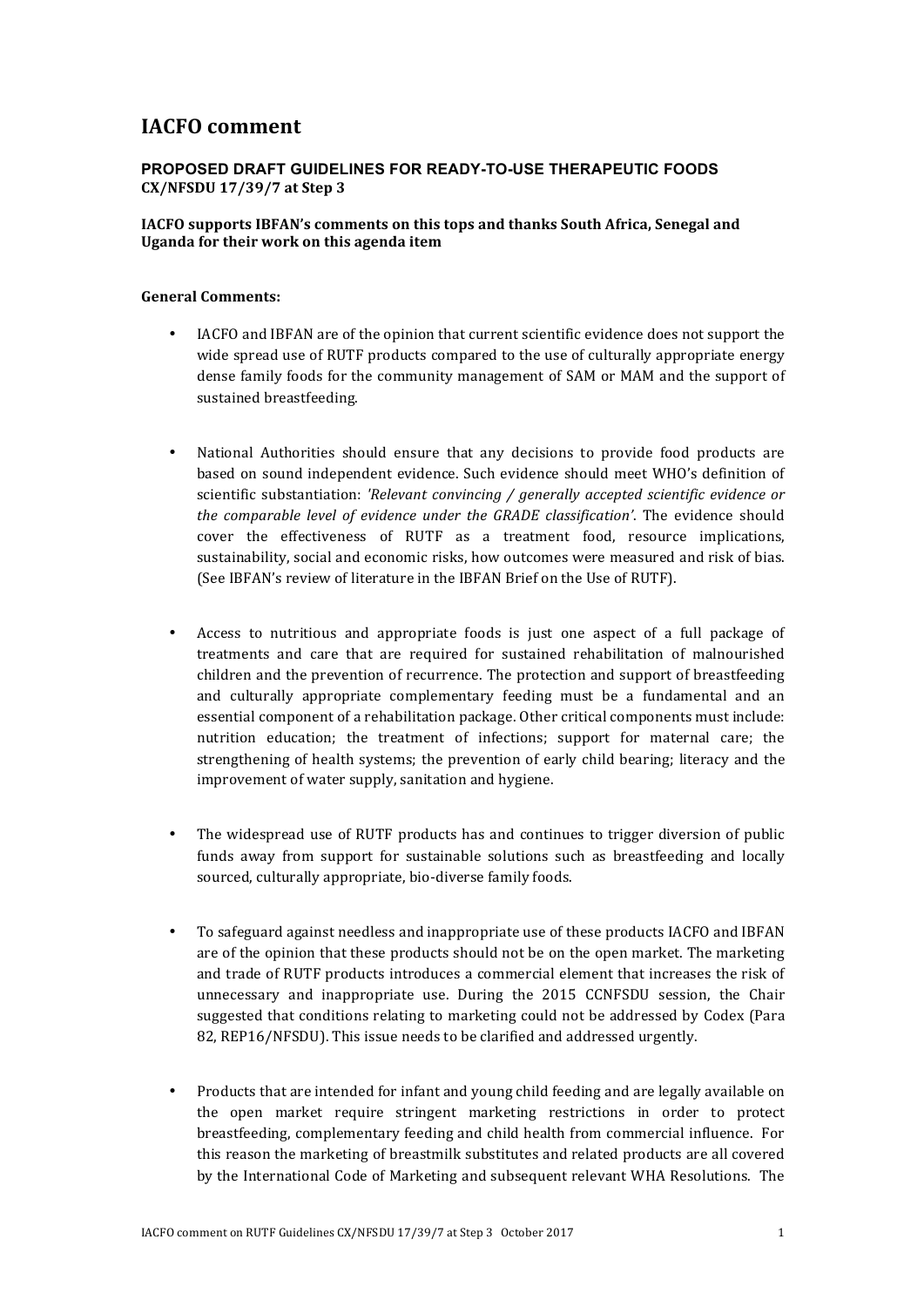# IACFO comment

**PROPOSED DRAFT GUIDELINES FOR READY-TO-USE THERAPEUTIC FOODS**
**CX/NFSDU 17/39/7 at Step 3**

**IACFO supports IBFAN's comments on this tops and thanks South Africa, Senegal and Uganda for their work on this agenda item**

**General Comments:**

- IACFO and IBFAN are of the opinion that current scientific evidence does not support the wide spread use of RUTF products compared to the use of culturally appropriate energy dense family foods for the community management of SAM or MAM and the support of sustained breastfeeding.

- National Authorities should ensure that any decisions to provide food products are based on sound independent evidence. Such evidence should meet WHO's definition of scientific substantiation: *'Relevant convincing / generally accepted scientific evidence or the comparable level of evidence under the GRADE classification'*. The evidence should cover the effectiveness of RUTF as a treatment food, resource implications, sustainability, social and economic risks, how outcomes were measured and risk of bias. (See IBFAN's review of literature in the IBFAN Brief on the Use of RUTF).

- Access to nutritious and appropriate foods is just one aspect of a full package of treatments and care that are required for sustained rehabilitation of malnourished children and the prevention of recurrence. The protection and support of breastfeeding and culturally appropriate complementary feeding must be a fundamental and an essential component of a rehabilitation package. Other critical components must include: nutrition education; the treatment of infections; support for maternal care; the strengthening of health systems; the prevention of early child bearing; literacy and the improvement of water supply, sanitation and hygiene.

- The widespread use of RUTF products has and continues to trigger diversion of public funds away from support for sustainable solutions such as breastfeeding and locally sourced, culturally appropriate, bio-diverse family foods.

- To safeguard against needless and inappropriate use of these products IACFO and IBFAN are of the opinion that these products should not be on the open market. The marketing and trade of RUTF products introduces a commercial element that increases the risk of unnecessary and inappropriate use. During the 2015 CCNFSDU session, the Chair suggested that conditions relating to marketing could not be addressed by Codex (Para 82, REP16/NFSDU). This issue needs to be clarified and addressed urgently.

- Products that are intended for infant and young child feeding and are legally available on the open market require stringent marketing restrictions in order to protect breastfeeding, complementary feeding and child health from commercial influence. For this reason the marketing of breastmilk substitutes and related products are all covered by the International Code of Marketing and subsequent relevant WHA Resolutions. The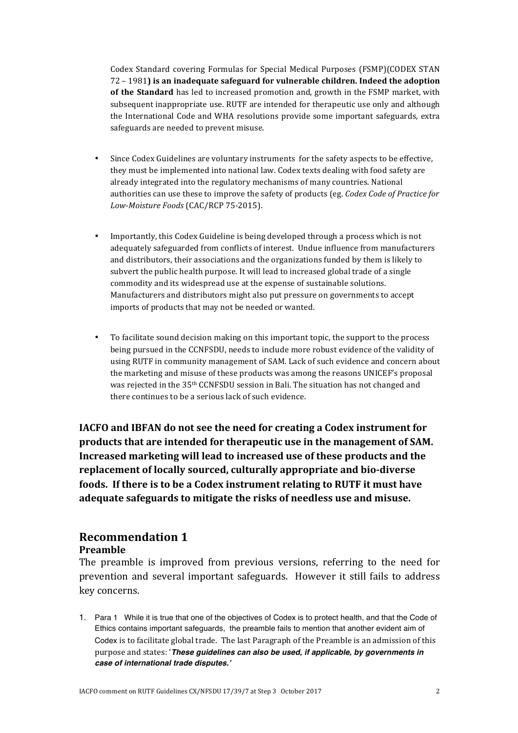Codex Standard covering Formulas for Special Medical Purposes (FSMP)(CODEX STAN 72 – 1981**) is an inadequate safeguard for vulnerable children. Indeed the adoption of the Standard** has led to increased promotion and, growth in the FSMP market, with subsequent inappropriate use. RUTF are intended for therapeutic use only and although the International Code and WHA resolutions provide some important safeguards, extra safeguards are needed to prevent misuse.

- Since Codex Guidelines are voluntary instruments for the safety aspects to be effective, they must be implemented into national law. Codex texts dealing with food safety are already integrated into the regulatory mechanisms of many countries. National authorities can use these to improve the safety of products (eg. *Codex Code of Practice for Low-Moisture Foods* (CAC/RCP 75-2015).

- Importantly, this Codex Guideline is being developed through a process which is not adequately safeguarded from conflicts of interest. Undue influence from manufacturers and distributors, their associations and the organizations funded by them is likely to subvert the public health purpose. It will lead to increased global trade of a single commodity and its widespread use at the expense of sustainable solutions. Manufacturers and distributors might also put pressure on governments to accept imports of products that may not be needed or wanted.

- To facilitate sound decision making on this important topic, the support to the process being pursued in the CCNFSDU, needs to include more robust evidence of the validity of using RUTF in community management of SAM. Lack of such evidence and concern about the marketing and misuse of these products was among the reasons UNICEF's proposal was rejected in the 35th CCNFSDU session in Bali. The situation has not changed and there continues to be a serious lack of such evidence.

**IACFO and IBFAN do not see the need for creating a Codex instrument for products that are intended for therapeutic use in the management of SAM. Increased marketing will lead to increased use of these products and the replacement of locally sourced, culturally appropriate and bio-diverse foods. If there is to be a Codex instrument relating to RUTF it must have adequate safeguards to mitigate the risks of needless use and misuse.**

## Recommendation 1

### Preamble

The preamble is improved from previous versions, referring to the need for prevention and several important safeguards. However it still fails to address key concerns.

1. Para 1 While it is true that one of the objectives of Codex is to protect health, and that the Code of Ethics contains important safeguards, the preamble fails to mention that another evident aim of Codex is to facilitate global trade. The last Paragraph of the Preamble is an admission of this purpose and states: '***These guidelines can also be used, if applicable, by governments in case of international trade disputes.'***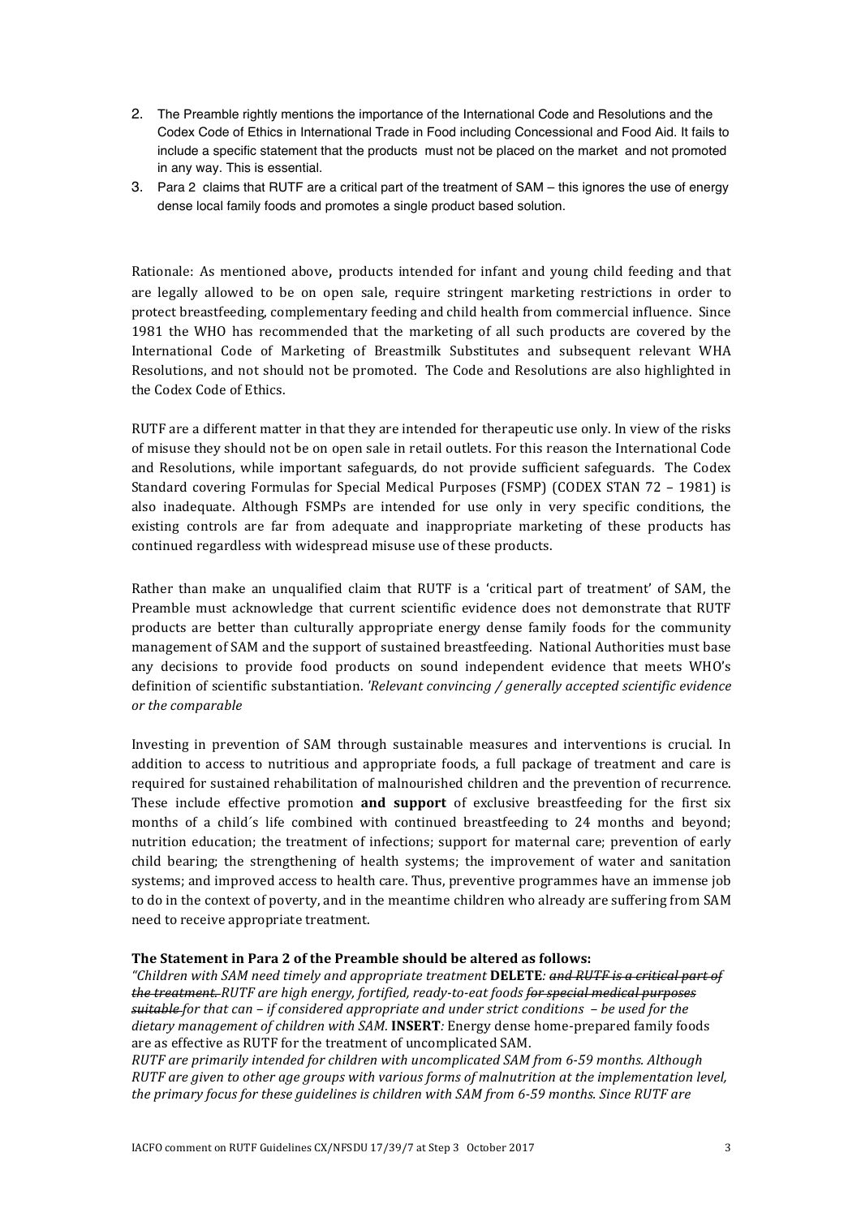2. The Preamble rightly mentions the importance of the International Code and Resolutions and the Codex Code of Ethics in International Trade in Food including Concessional and Food Aid. It fails to include a specific statement that the products must not be placed on the market and not promoted in any way. This is essential.
3. Para 2 claims that RUTF are a critical part of the treatment of SAM – this ignores the use of energy dense local family foods and promotes a single product based solution.

Rationale: As mentioned above**,** products intended for infant and young child feeding and that are legally allowed to be on open sale, require stringent marketing restrictions in order to protect breastfeeding, complementary feeding and child health from commercial influence. Since 1981 the WHO has recommended that the marketing of all such products are covered by the International Code of Marketing of Breastmilk Substitutes and subsequent relevant WHA Resolutions, and not should not be promoted. The Code and Resolutions are also highlighted in the Codex Code of Ethics.

RUTF are a different matter in that they are intended for therapeutic use only. In view of the risks of misuse they should not be on open sale in retail outlets. For this reason the International Code and Resolutions, while important safeguards, do not provide sufficient safeguards. The Codex Standard covering Formulas for Special Medical Purposes (FSMP) (CODEX STAN 72 – 1981) is also inadequate. Although FSMPs are intended for use only in very specific conditions, the existing controls are far from adequate and inappropriate marketing of these products has continued regardless with widespread misuse use of these products.

Rather than make an unqualified claim that RUTF is a 'critical part of treatment' of SAM, the Preamble must acknowledge that current scientific evidence does not demonstrate that RUTF products are better than culturally appropriate energy dense family foods for the community management of SAM and the support of sustained breastfeeding. National Authorities must base any decisions to provide food products on sound independent evidence that meets WHO's definition of scientific substantiation. *'Relevant convincing / generally accepted scientific evidence or the comparable*

Investing in prevention of SAM through sustainable measures and interventions is crucial. In addition to access to nutritious and appropriate foods, a full package of treatment and care is required for sustained rehabilitation of malnourished children and the prevention of recurrence. These include effective promotion **and support** of exclusive breastfeeding for the first six months of a child´s life combined with continued breastfeeding to 24 months and beyond; nutrition education; the treatment of infections; support for maternal care; prevention of early child bearing; the strengthening of health systems; the improvement of water and sanitation systems; and improved access to health care. Thus, preventive programmes have an immense job to do in the context of poverty, and in the meantime children who already are suffering from SAM need to receive appropriate treatment.

**The Statement in Para 2 of the Preamble should be altered as follows:**

*"Children with SAM need timely and appropriate treatment* **DELETE***: ~~and RUTF is a critical part of the treatment.~~ RUTF are high energy, fortified, ready-to-eat foods ~~for special medical purposes suitable~~ for that can – if considered appropriate and under strict conditions – be used for the dietary management of children with SAM.* **INSERT***:* Energy dense home-prepared family foods are as effective as RUTF for the treatment of uncomplicated SAM.

*RUTF are primarily intended for children with uncomplicated SAM from 6-59 months. Although RUTF are given to other age groups with various forms of malnutrition at the implementation level, the primary focus for these guidelines is children with SAM from 6-59 months. Since RUTF are*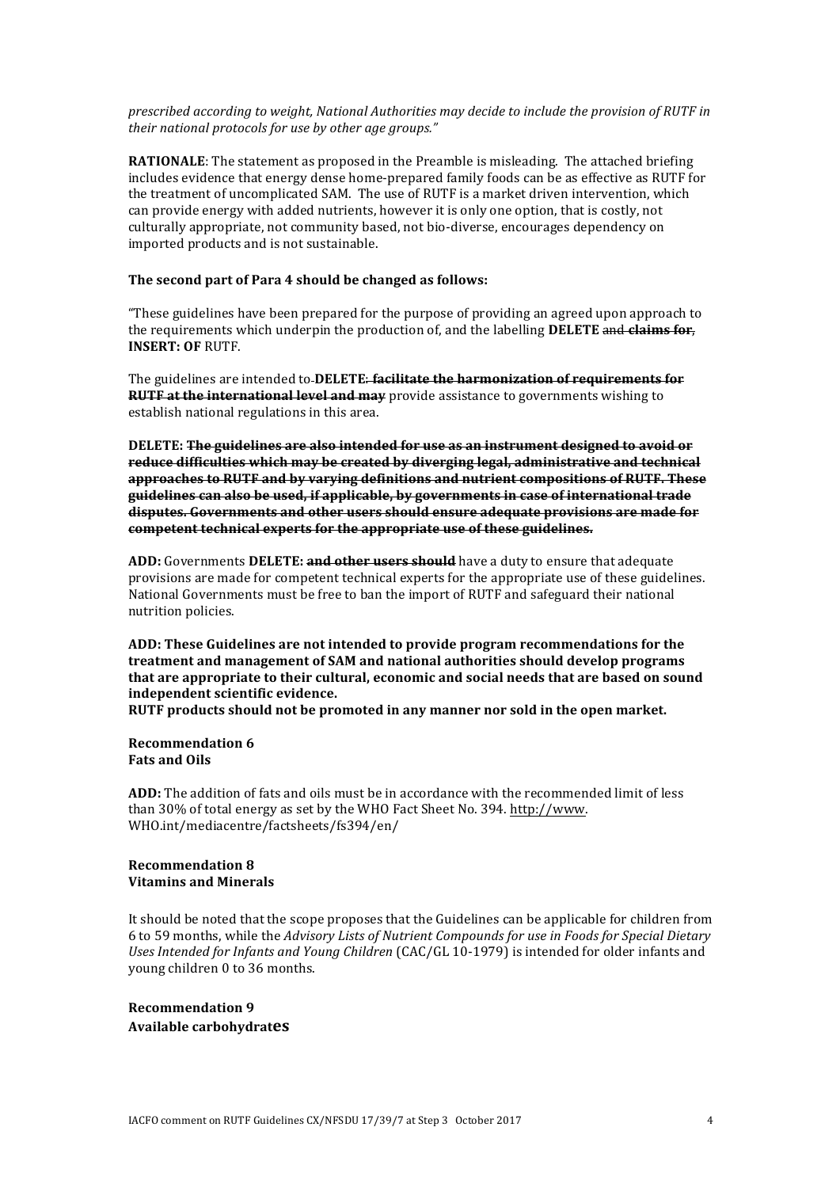*prescribed according to weight, National Authorities may decide to include the provision of RUTF in their national protocols for use by other age groups."*

**RATIONALE**: The statement as proposed in the Preamble is misleading. The attached briefing includes evidence that energy dense home-prepared family foods can be as effective as RUTF for the treatment of uncomplicated SAM. The use of RUTF is a market driven intervention, which can provide energy with added nutrients, however it is only one option, that is costly, not culturally appropriate, not community based, not bio-diverse, encourages dependency on imported products and is not sustainable.

**The second part of Para 4 should be changed as follows:**

"These guidelines have been prepared for the purpose of providing an agreed upon approach to the requirements which underpin the production of, and the labelling **DELETE** ~~and~~ **~~claims for~~**, **INSERT: OF** RUTF.

The guidelines are intended to **DELETE**: **~~facilitate the harmonization of requirements for RUTF at the international level and may~~** provide assistance to governments wishing to establish national regulations in this area.

**DELETE: ~~The guidelines are also intended for use as an instrument designed to avoid or reduce difficulties which may be created by diverging legal, administrative and technical approaches to RUTF and by varying definitions and nutrient compositions of RUTF. These guidelines can also be used, if applicable, by governments in case of international trade disputes. Governments and other users should ensure adequate provisions are made for competent technical experts for the appropriate use of these guidelines.~~**

**ADD:** Governments **DELETE: ~~and other users should~~** have a duty to ensure that adequate provisions are made for competent technical experts for the appropriate use of these guidelines. National Governments must be free to ban the import of RUTF and safeguard their national nutrition policies.

**ADD: These Guidelines are not intended to provide program recommendations for the treatment and management of SAM and national authorities should develop programs that are appropriate to their cultural, economic and social needs that are based on sound independent scientific evidence.**
**RUTF products should not be promoted in any manner nor sold in the open market.**

**Recommendation 6**
**Fats and Oils**

**ADD:** The addition of fats and oils must be in accordance with the recommended limit of less than 30% of total energy as set by the WHO Fact Sheet No. 394. http://www. WHO.int/mediacentre/factsheets/fs394/en/

**Recommendation 8**
**Vitamins and Minerals**

It should be noted that the scope proposes that the Guidelines can be applicable for children from 6 to 59 months, while the *Advisory Lists of Nutrient Compounds for use in Foods for Special Dietary Uses Intended for Infants and Young Children* (CAC/GL 10-1979) is intended for older infants and young children 0 to 36 months.

**Recommendation 9**
**Available carbohydrates**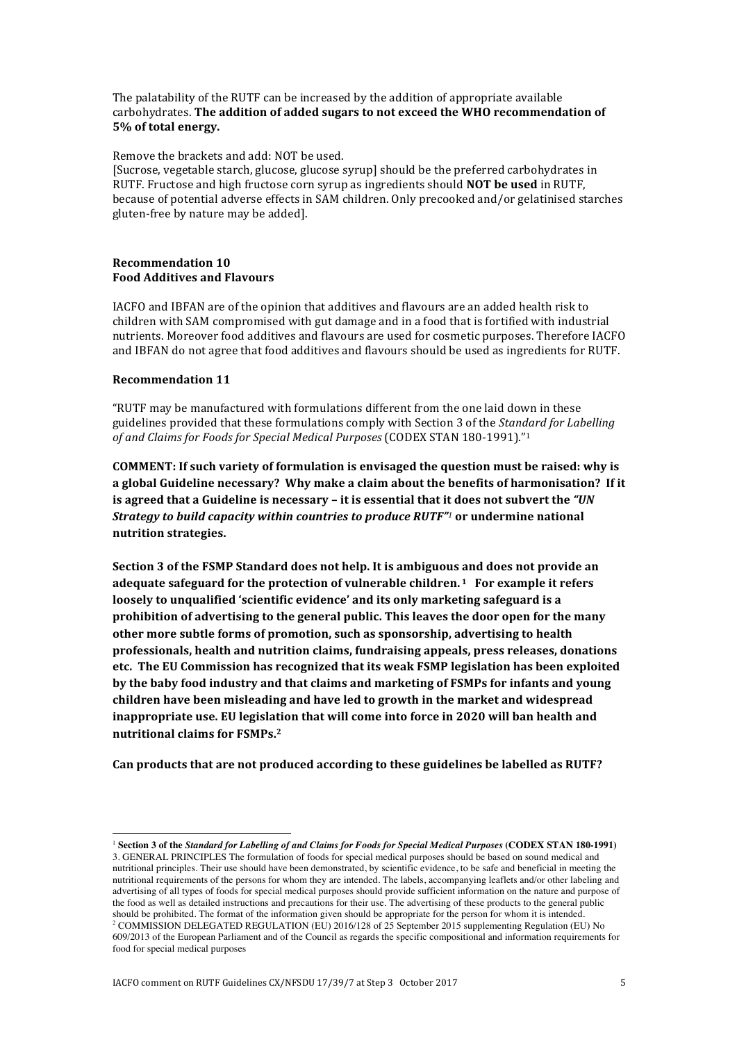The palatability of the RUTF can be increased by the addition of appropriate available carbohydrates. **The addition of added sugars to not exceed the WHO recommendation of 5% of total energy.**

Remove the brackets and add: NOT be used.
[Sucrose, vegetable starch, glucose, glucose syrup] should be the preferred carbohydrates in RUTF. Fructose and high fructose corn syrup as ingredients should **NOT be used** in RUTF, because of potential adverse effects in SAM children. Only precooked and/or gelatinised starches gluten-free by nature may be added].

**Recommendation 10**
**Food Additives and Flavours**

IACFO and IBFAN are of the opinion that additives and flavours are an added health risk to children with SAM compromised with gut damage and in a food that is fortified with industrial nutrients. Moreover food additives and flavours are used for cosmetic purposes. Therefore IACFO and IBFAN do not agree that food additives and flavours should be used as ingredients for RUTF.

**Recommendation 11**

"RUTF may be manufactured with formulations different from the one laid down in these guidelines provided that these formulations comply with Section 3 of the *Standard for Labelling of and Claims for Foods for Special Medical Purposes* (CODEX STAN 180-1991)."[1]

**COMMENT: If such variety of formulation is envisaged the question must be raised: why is a global Guideline necessary? Why make a claim about the benefits of harmonisation? If it is agreed that a Guideline is necessary – it is essential that it does not subvert the *"UN Strategy to build capacity within countries to produce RUTF"*[1] or undermine national nutrition strategies.**

**Section 3 of the FSMP Standard does not help. It is ambiguous and does not provide an adequate safeguard for the protection of vulnerable children.[1] For example it refers loosely to unqualified 'scientific evidence' and its only marketing safeguard is a prohibition of advertising to the general public. This leaves the door open for the many other more subtle forms of promotion, such as sponsorship, advertising to health professionals, health and nutrition claims, fundraising appeals, press releases, donations etc. The EU Commission has recognized that its weak FSMP legislation has been exploited by the baby food industry and that claims and marketing of FSMPs for infants and young children have been misleading and have led to growth in the market and widespread inappropriate use. EU legislation that will come into force in 2020 will ban health and nutritional claims for FSMPs.[2]**

**Can products that are not produced according to these guidelines be labelled as RUTF?**

---

[1] **Section 3 of the *Standard for Labelling of and Claims for Foods for Special Medical Purposes* (CODEX STAN 180-1991)**
3. GENERAL PRINCIPLES The formulation of foods for special medical purposes should be based on sound medical and nutritional principles. Their use should have been demonstrated, by scientific evidence, to be safe and beneficial in meeting the nutritional requirements of the persons for whom they are intended. The labels, accompanying leaflets and/or other labeling and advertising of all types of foods for special medical purposes should provide sufficient information on the nature and purpose of the food as well as detailed instructions and precautions for their use. The advertising of these products to the general public should be prohibited. The format of the information given should be appropriate for the person for whom it is intended.

[2] COMMISSION DELEGATED REGULATION (EU) 2016/128 of 25 September 2015 supplementing Regulation (EU) No 609/2013 of the European Parliament and of the Council as regards the specific compositional and information requirements for food for special medical purposes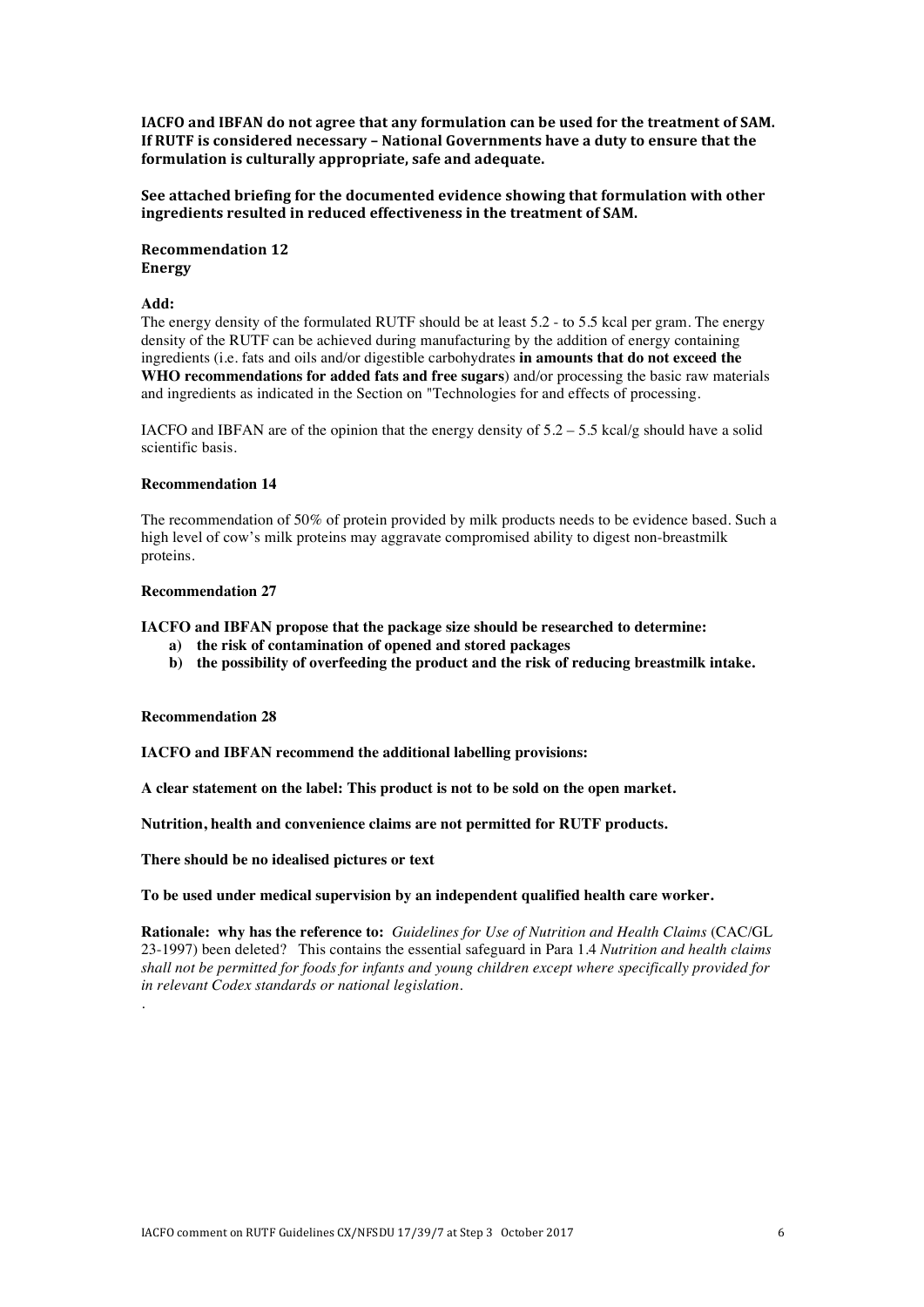**IACFO and IBFAN do not agree that any formulation can be used for the treatment of SAM. If RUTF is considered necessary – National Governments have a duty to ensure that the formulation is culturally appropriate, safe and adequate.**

**See attached briefing for the documented evidence showing that formulation with other ingredients resulted in reduced effectiveness in the treatment of SAM.**

**Recommendation 12**
**Energy**

**Add:**
The energy density of the formulated RUTF should be at least 5.2 - to 5.5 kcal per gram. The energy density of the RUTF can be achieved during manufacturing by the addition of energy containing ingredients (i.e. fats and oils and/or digestible carbohydrates **in amounts that do not exceed the WHO recommendations for added fats and free sugars**) and/or processing the basic raw materials and ingredients as indicated in the Section on "Technologies for and effects of processing.

IACFO and IBFAN are of the opinion that the energy density of 5.2 – 5.5 kcal/g should have a solid scientific basis.

**Recommendation 14**

The recommendation of 50% of protein provided by milk products needs to be evidence based. Such a high level of cow's milk proteins may aggravate compromised ability to digest non-breastmilk proteins.

**Recommendation 27**

**IACFO and IBFAN propose that the package size should be researched to determine:**

a) **the risk of contamination of opened and stored packages**
b) **the possibility of overfeeding the product and the risk of reducing breastmilk intake.**

**Recommendation 28**

**IACFO and IBFAN recommend the additional labelling provisions:**

**A clear statement on the label: This product is not to be sold on the open market.**

**Nutrition, health and convenience claims are not permitted for RUTF products.**

**There should be no idealised pictures or text**

**To be used under medical supervision by an independent qualified health care worker.**

**Rationale: why has the reference to:** *Guidelines for Use of Nutrition and Health Claims* (CAC/GL 23-1997) been deleted? This contains the essential safeguard in Para 1.4 *Nutrition and health claims shall not be permitted for foods for infants and young children except where specifically provided for in relevant Codex standards or national legislation.*

.